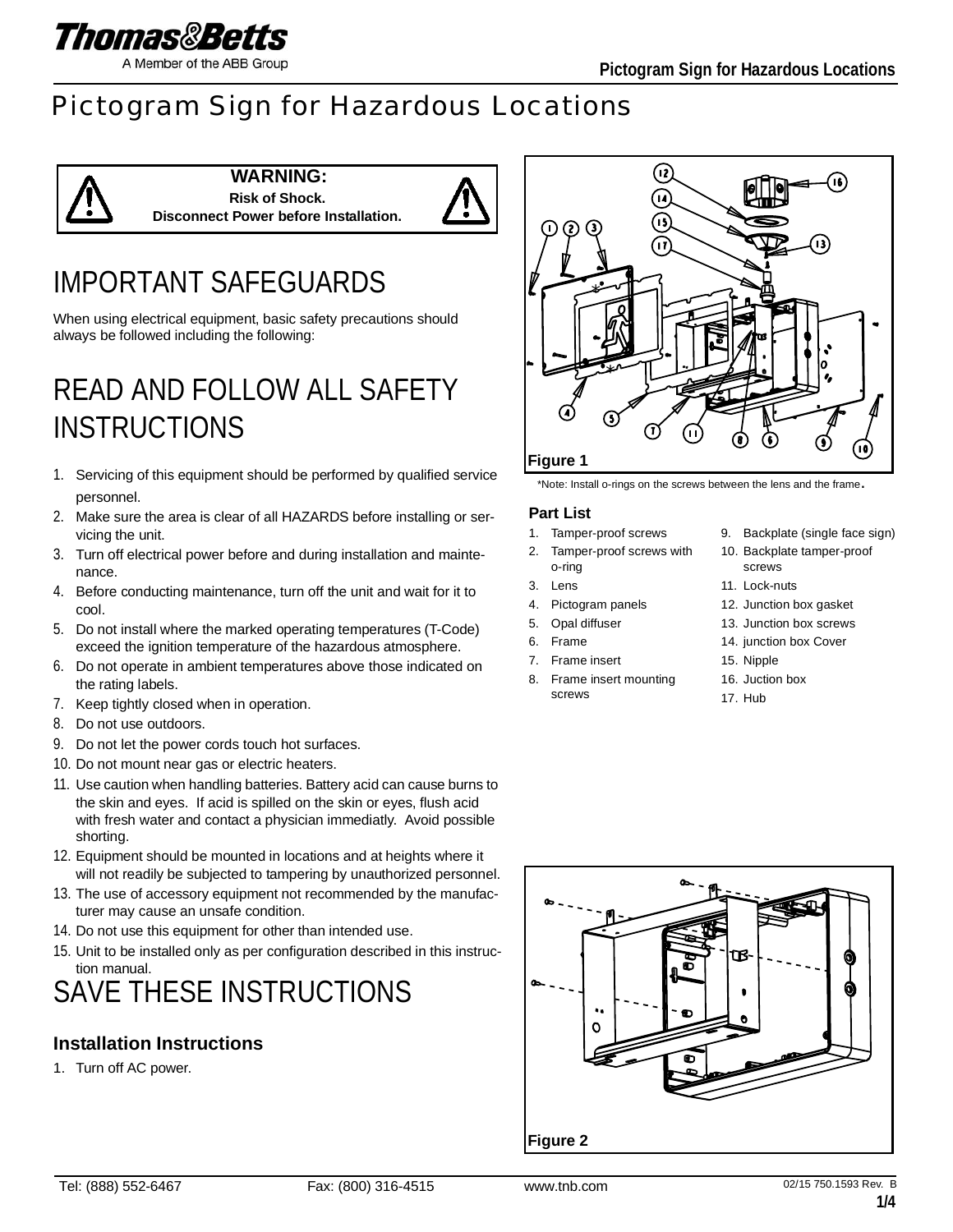# Pictogram Sign for Hazardous Locations

**WARNING:**
**Risk of Shock.**
**Disconnect Power before Installation.**

# IMPORTANT SAFEGUARDS

When using electrical equipment, basic safety precautions should always be followed including the following:

# READ AND FOLLOW ALL SAFETY INSTRUCTIONS

1. Servicing of this equipment should be performed by qualified service personnel.
2. Make sure the area is clear of all HAZARDS before installing or servicing the unit.
3. Turn off electrical power before and during installation and maintenance.
4. Before conducting maintenance, turn off the unit and wait for it to cool.
5. Do not install where the marked operating temperatures (T-Code) exceed the ignition temperature of the hazardous atmosphere.
6. Do not operate in ambient temperatures above those indicated on the rating labels.
7. Keep tightly closed when in operation.
8. Do not use outdoors.
9. Do not let the power cords touch hot surfaces.
10. Do not mount near gas or electric heaters.
11. Use caution when handling batteries. Battery acid can cause burns to the skin and eyes. If acid is spilled on the skin or eyes, flush acid with fresh water and contact a physician immediatly. Avoid possible shorting.
12. Equipment should be mounted in locations and at heights where it will not readily be subjected to tampering by unauthorized personnel.
13. The use of accessory equipment not recommended by the manufacturer may cause an unsafe condition.
14. Do not use this equipment for other than intended use.
15. Unit to be installed only as per configuration described in this instruction manual.

# SAVE THESE INSTRUCTIONS

### Installation Instructions

1. Turn off AC power.

**Figure 1**

*Note: Install o-rings on the screws between the lens and the frame.

### Part List

1. Tamper-proof screws
2. Tamper-proof screws with o-ring
3. Lens
4. Pictogram panels
5. Opal diffuser
6. Frame
7. Frame insert
8. Frame insert mounting screws
9. Backplate (single face sign)
10. Backplate tamper-proof screws
11. Lock-nuts
12. Junction box gasket
13. Junction box screws
14. junction box Cover
15. Nipple
16. Juction box
17. Hub

**Figure 2**

Tel: (888) 552-6467 Fax: (800) 316-4515 www.tnb.com 02/15 750.1593 Rev. B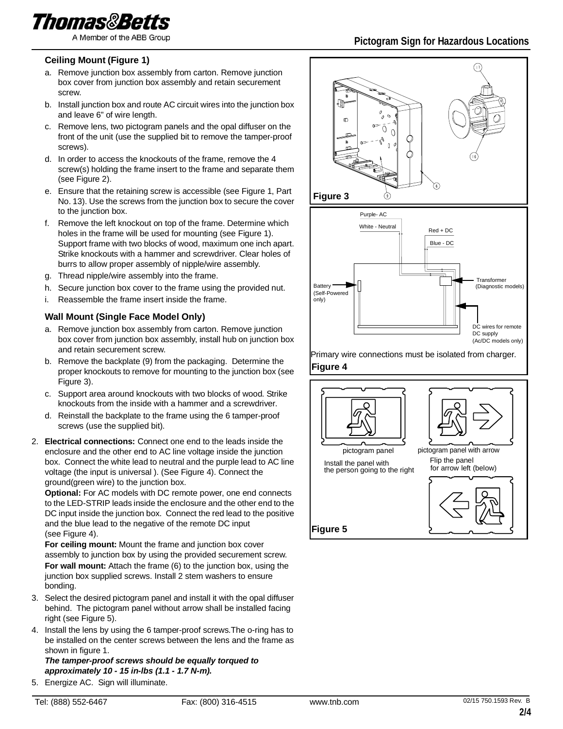### Ceiling Mount (Figure 1)

a. Remove junction box assembly from carton. Remove junction box cover from junction box assembly and retain securement screw.

b. Install junction box and route AC circuit wires into the junction box and leave 6" of wire length.

c. Remove lens, two pictogram panels and the opal diffuser on the front of the unit (use the supplied bit to remove the tamper-proof screws).

d. In order to access the knockouts of the frame, remove the 4 screw(s) holding the frame insert to the frame and separate them (see Figure 2).

e. Ensure that the retaining screw is accessible (see Figure 1, Part No. 13). Use the screws from the junction box to secure the cover to the junction box.

f. Remove the left knockout on top of the frame. Determine which holes in the frame will be used for mounting (see Figure 1). Support frame with two blocks of wood, maximum one inch apart. Strike knockouts with a hammer and screwdriver. Clear holes of burrs to allow proper assembly of nipple/wire assembly.

g. Thread nipple/wire assembly into the frame.

h. Secure junction box cover to the frame using the provided nut.

i. Reassemble the frame insert inside the frame.

### Wall Mount (Single Face Model Only)

a. Remove junction box assembly from carton. Remove junction box cover from junction box assembly, install hub on junction box and retain securement screw.

b. Remove the backplate (9) from the packaging. Determine the proper knockouts to remove for mounting to the junction box (see Figure 3).

c. Support area around knockouts with two blocks of wood. Strike knockouts from the inside with a hammer and a screwdriver.

d. Reinstall the backplate to the frame using the 6 tamper-proof screws (use the supplied bit).

2. **Electrical connections:** Connect one end to the leads inside the enclosure and the other end to AC line voltage inside the junction box. Connect the white lead to neutral and the purple lead to AC line voltage (the input is universal ). (See Figure 4). Connect the ground(green wire) to the junction box.

   **Optional:** For AC models with DC remote power, one end connects to the LED-STRIP leads inside the enclosure and the other end to the DC input inside the junction box. Connect the red lead to the positive and the blue lead to the negative of the remote DC input (see Figure 4).

   **For ceiling mount:** Mount the frame and junction box cover assembly to junction box by using the provided securement screw.

   **For wall mount:** Attach the frame (6) to the junction box, using the junction box supplied screws. Install 2 stem washers to ensure bonding.

3. Select the desired pictogram panel and install it with the opal diffuser behind. The pictogram panel without arrow shall be installed facing right (see Figure 5).

4. Install the lens by using the 6 tamper-proof screws.The o-ring has to be installed on the center screws between the lens and the frame as shown in figure 1.

   ***The tamper-proof screws should be equally torqued to approximately 10 - 15 in-lbs (1.1 - 1.7 N-m).***

5. Energize AC. Sign will illuminate.

Figure 3

Purple- AC

White - Neutral

Red + DC

Blue - DC

Battery (Self-Powered only)

Transformer (Diagnostic models)

DC wires for remote DC supply (Ac/DC models only)

Primary wire connections must be isolated from charger.

Figure 4

pictogram panel

Install the panel with the person going to the right

pictogram panel with arrow

Flip the panel for arrow left (below)

Figure 5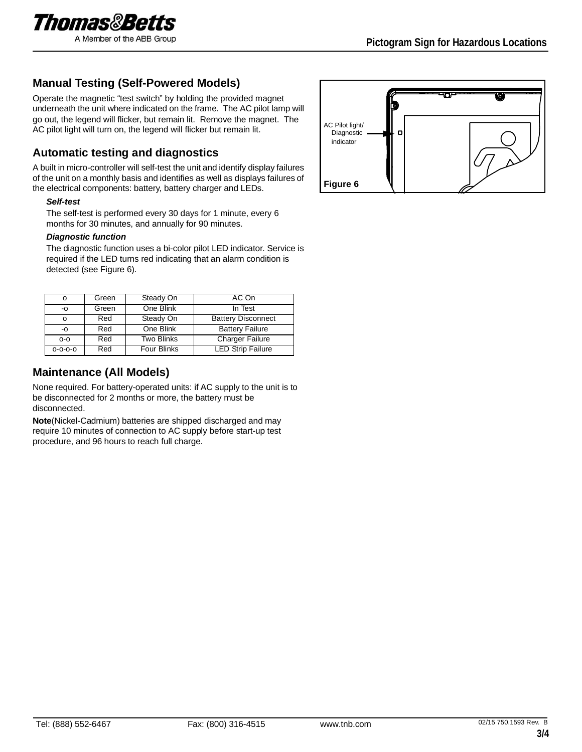## Manual Testing (Self-Powered Models)

Operate the magnetic "test switch" by holding the provided magnet underneath the unit where indicated on the frame. The AC pilot lamp will go out, the legend will flicker, but remain lit. Remove the magnet. The AC pilot light will turn on, the legend will flicker but remain lit.

## Automatic testing and diagnostics

A built in micro-controller will self-test the unit and identify display failures of the unit on a monthly basis and identifies as well as displays failures of the electrical components: battery, battery charger and LEDs.

***Self-test***

The self-test is performed every 30 days for 1 minute, every 6 months for 30 minutes, and annually for 90 minutes.

***Diagnostic function***

The diagnostic function uses a bi-color pilot LED indicator. Service is required if the LED turns red indicating that an alarm condition is detected (see Figure 6).

AC Pilot light/ Diagnostic indicator

**Figure 6**

| o | Green | Steady On | AC On |
|---|---|---|---|
| -o | Green | One Blink | In Test |
| o | Red | Steady On | Battery Disconnect |
| -o | Red | One Blink | Battery Failure |
| o-o | Red | Two Blinks | Charger Failure |
| o-o-o-o | Red | Four Blinks | LED Strip Failure |

## Maintenance (All Models)

None required. For battery-operated units: if AC supply to the unit is to be disconnected for 2 months or more, the battery must be disconnected.

**Note**(Nickel-Cadmium) batteries are shipped discharged and may require 10 minutes of connection to AC supply before start-up test procedure, and 96 hours to reach full charge.

Tel: (888) 552-6467 Fax: (800) 316-4515 www.tnb.com 02/15 750.1593 Rev. B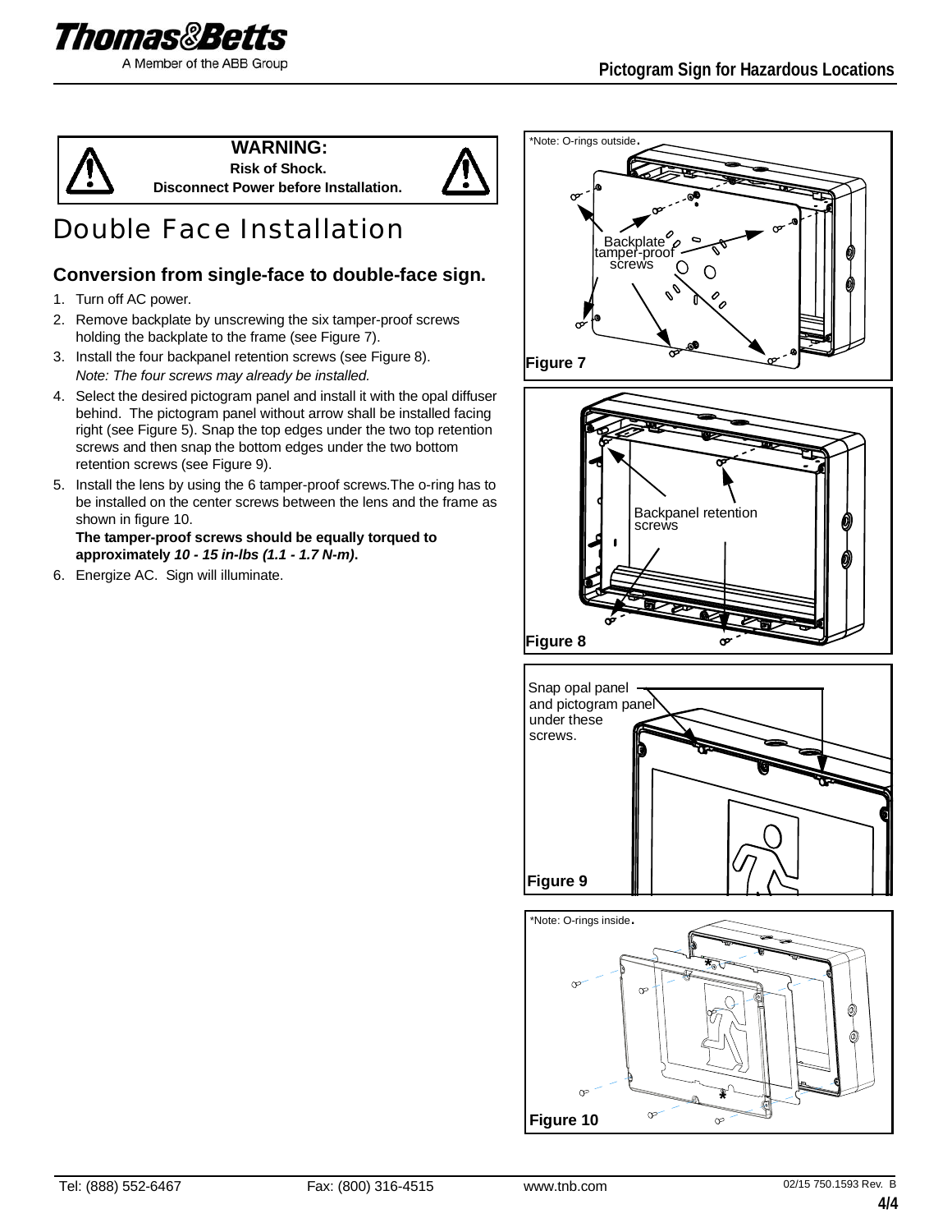**WARNING:**
**Risk of Shock.**
**Disconnect Power before Installation.**

# Double Face Installation

## Conversion from single-face to double-face sign.

1. Turn off AC power.
2. Remove backplate by unscrewing the six tamper-proof screws holding the backplate to the frame (see Figure 7).
3. Install the four backpanel retention screws (see Figure 8).
   *Note: The four screws may already be installed.*
4. Select the desired pictogram panel and install it with the opal diffuser behind. The pictogram panel without arrow shall be installed facing right (see Figure 5). Snap the top edges under the two top retention screws and then snap the bottom edges under the two bottom retention screws (see Figure 9).
5. Install the lens by using the 6 tamper-proof screws.The o-ring has to be installed on the center screws between the lens and the frame as shown in figure 10.
   **The tamper-proof screws should be equally torqued to approximately *10 - 15 in-lbs (1.1 - 1.7 N-m)*.**
6. Energize AC. Sign will illuminate.

*Note: O-rings outside.

Backplate tamper-proof screws

**Figure 7**

Backpanel retention screws

**Figure 8**

Snap opal panel and pictogram panel under these screws.

**Figure 9**

*Note: O-rings inside.

**Figure 10**

Tel: (888) 552-6467 Fax: (800) 316-4515 www.tnb.com 02/15 750.1593 Rev. B